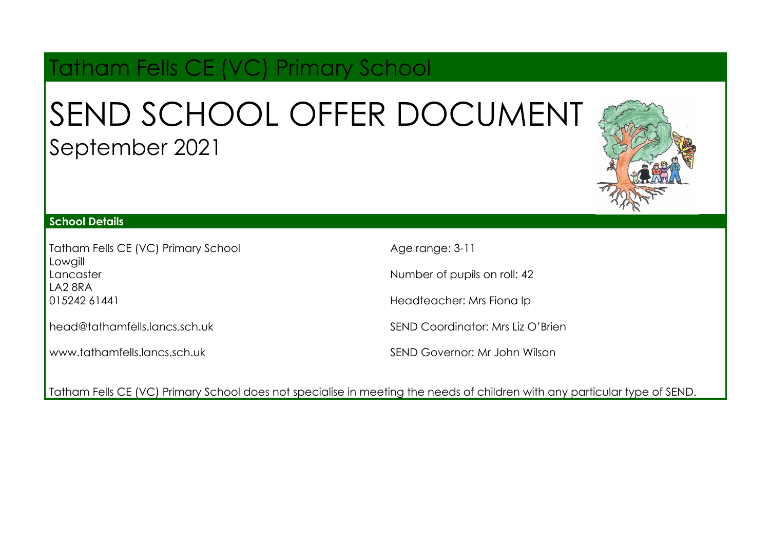# Tatham Fells CE (VC) Primary School

## SEND SCHOOL OFFER DOCUMENT
September 2021

### School Details

Tatham Fells CE (VC) Primary School
Lowgill
Lancaster
LA2 8RA
015242 61441

head@tathamfells.lancs.sch.uk

www.tathamfells.lancs.sch.uk

Age range: 3-11

Number of pupils on roll: 42

Headteacher: Mrs Fiona Ip

SEND Coordinator: Mrs Liz O'Brien

SEND Governor: Mr John Wilson

Tatham Fells CE (VC) Primary School does not specialise in meeting the needs of children with any particular type of SEND.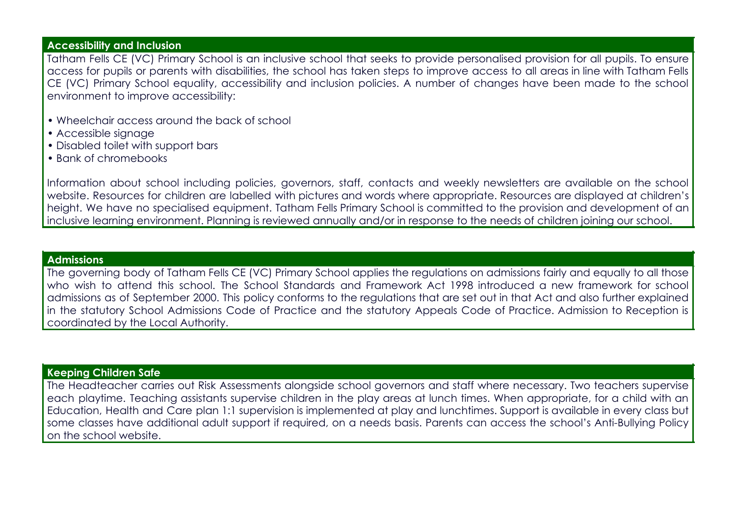## Accessibility and Inclusion

Tatham Fells CE (VC) Primary School is an inclusive school that seeks to provide personalised provision for all pupils. To ensure access for pupils or parents with disabilities, the school has taken steps to improve access to all areas in line with Tatham Fells CE (VC) Primary School equality, accessibility and inclusion policies. A number of changes have been made to the school environment to improve accessibility:

- Wheelchair access around the back of school
- Accessible signage
- Disabled toilet with support bars
- Bank of chromebooks

Information about school including policies, governors, staff, contacts and weekly newsletters are available on the school website. Resources for children are labelled with pictures and words where appropriate. Resources are displayed at children's height. We have no specialised equipment. Tatham Fells Primary School is committed to the provision and development of an inclusive learning environment. Planning is reviewed annually and/or in response to the needs of children joining our school.

## Admissions

The governing body of Tatham Fells CE (VC) Primary School applies the regulations on admissions fairly and equally to all those who wish to attend this school. The School Standards and Framework Act 1998 introduced a new framework for school admissions as of September 2000. This policy conforms to the regulations that are set out in that Act and also further explained in the statutory School Admissions Code of Practice and the statutory Appeals Code of Practice. Admission to Reception is coordinated by the Local Authority.

## Keeping Children Safe

The Headteacher carries out Risk Assessments alongside school governors and staff where necessary. Two teachers supervise each playtime. Teaching assistants supervise children in the play areas at lunch times. When appropriate, for a child with an Education, Health and Care plan 1:1 supervision is implemented at play and lunchtimes. Support is available in every class but some classes have additional adult support if required, on a needs basis. Parents can access the school's Anti-Bullying Policy on the school website.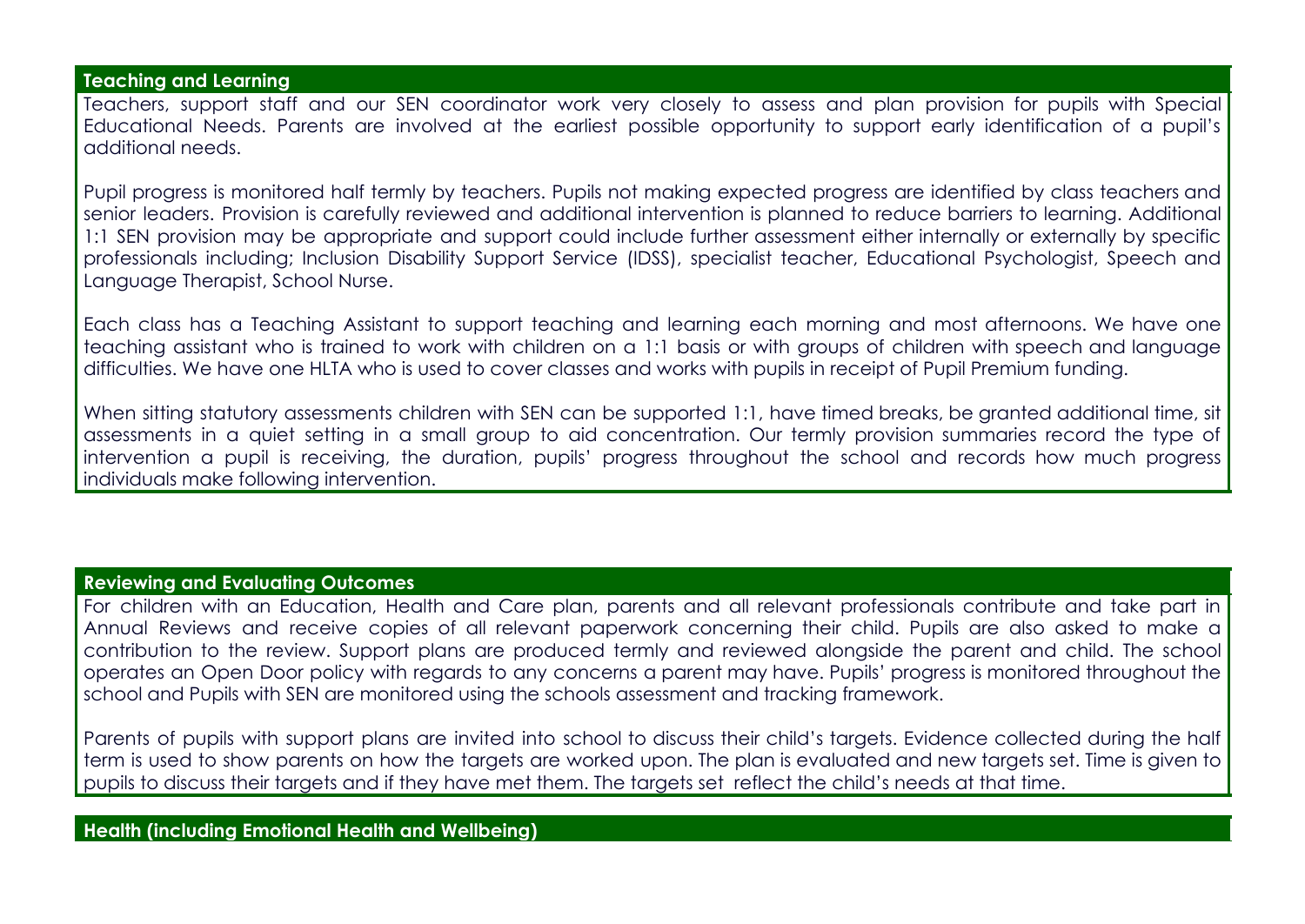## Teaching and Learning

Teachers, support staff and our SEN coordinator work very closely to assess and plan provision for pupils with Special Educational Needs. Parents are involved at the earliest possible opportunity to support early identification of a pupil's additional needs.

Pupil progress is monitored half termly by teachers. Pupils not making expected progress are identified by class teachers and senior leaders. Provision is carefully reviewed and additional intervention is planned to reduce barriers to learning. Additional 1:1 SEN provision may be appropriate and support could include further assessment either internally or externally by specific professionals including; Inclusion Disability Support Service (IDSS), specialist teacher, Educational Psychologist, Speech and Language Therapist, School Nurse.

Each class has a Teaching Assistant to support teaching and learning each morning and most afternoons. We have one teaching assistant who is trained to work with children on a 1:1 basis or with groups of children with speech and language difficulties. We have one HLTA who is used to cover classes and works with pupils in receipt of Pupil Premium funding.

When sitting statutory assessments children with SEN can be supported 1:1, have timed breaks, be granted additional time, sit assessments in a quiet setting in a small group to aid concentration. Our termly provision summaries record the type of intervention a pupil is receiving, the duration, pupils' progress throughout the school and records how much progress individuals make following intervention.

## Reviewing and Evaluating Outcomes

For children with an Education, Health and Care plan, parents and all relevant professionals contribute and take part in Annual Reviews and receive copies of all relevant paperwork concerning their child. Pupils are also asked to make a contribution to the review. Support plans are produced termly and reviewed alongside the parent and child. The school operates an Open Door policy with regards to any concerns a parent may have. Pupils' progress is monitored throughout the school and Pupils with SEN are monitored using the schools assessment and tracking framework.

Parents of pupils with support plans are invited into school to discuss their child's targets. Evidence collected during the half term is used to show parents on how the targets are worked upon. The plan is evaluated and new targets set. Time is given to pupils to discuss their targets and if they have met them. The targets set reflect the child's needs at that time.

## Health (including Emotional Health and Wellbeing)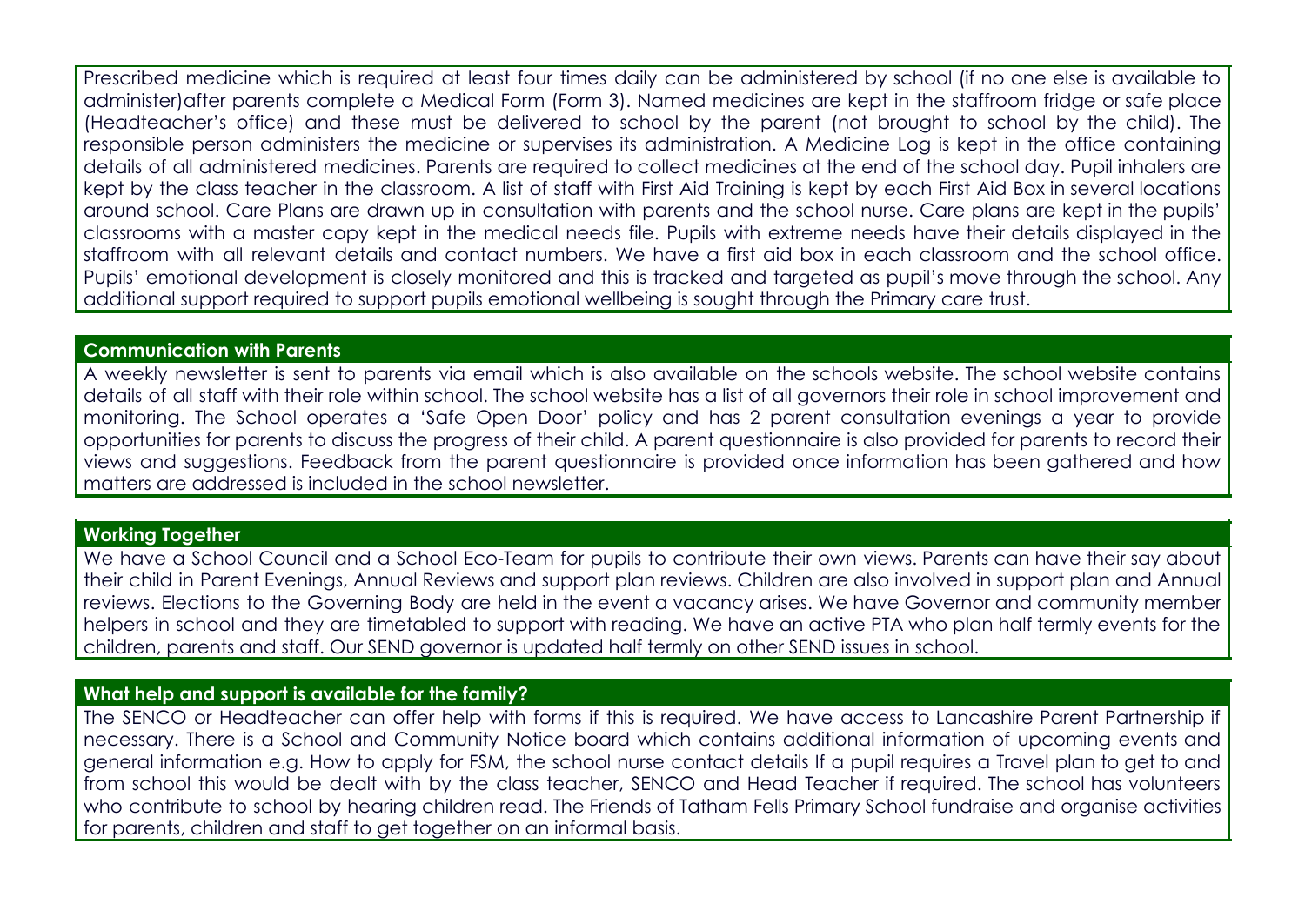Prescribed medicine which is required at least four times daily can be administered by school (if no one else is available to administer)after parents complete a Medical Form (Form 3). Named medicines are kept in the staffroom fridge or safe place (Headteacher's office) and these must be delivered to school by the parent (not brought to school by the child). The responsible person administers the medicine or supervises its administration. A Medicine Log is kept in the office containing details of all administered medicines. Parents are required to collect medicines at the end of the school day. Pupil inhalers are kept by the class teacher in the classroom. A list of staff with First Aid Training is kept by each First Aid Box in several locations around school. Care Plans are drawn up in consultation with parents and the school nurse. Care plans are kept in the pupils' classrooms with a master copy kept in the medical needs file. Pupils with extreme needs have their details displayed in the staffroom with all relevant details and contact numbers. We have a first aid box in each classroom and the school office. Pupils' emotional development is closely monitored and this is tracked and targeted as pupil's move through the school. Any additional support required to support pupils emotional wellbeing is sought through the Primary care trust.

## Communication with Parents

A weekly newsletter is sent to parents via email which is also available on the schools website. The school website contains details of all staff with their role within school. The school website has a list of all governors their role in school improvement and monitoring. The School operates a 'Safe Open Door' policy and has 2 parent consultation evenings a year to provide opportunities for parents to discuss the progress of their child. A parent questionnaire is also provided for parents to record their views and suggestions. Feedback from the parent questionnaire is provided once information has been gathered and how matters are addressed is included in the school newsletter.

## Working Together

We have a School Council and a School Eco-Team for pupils to contribute their own views. Parents can have their say about their child in Parent Evenings, Annual Reviews and support plan reviews. Children are also involved in support plan and Annual reviews. Elections to the Governing Body are held in the event a vacancy arises. We have Governor and community member helpers in school and they are timetabled to support with reading. We have an active PTA who plan half termly events for the children, parents and staff. Our SEND governor is updated half termly on other SEND issues in school.

## What help and support is available for the family?

The SENCO or Headteacher can offer help with forms if this is required. We have access to Lancashire Parent Partnership if necessary. There is a School and Community Notice board which contains additional information of upcoming events and general information e.g. How to apply for FSM, the school nurse contact details If a pupil requires a Travel plan to get to and from school this would be dealt with by the class teacher, SENCO and Head Teacher if required. The school has volunteers who contribute to school by hearing children read. The Friends of Tatham Fells Primary School fundraise and organise activities for parents, children and staff to get together on an informal basis.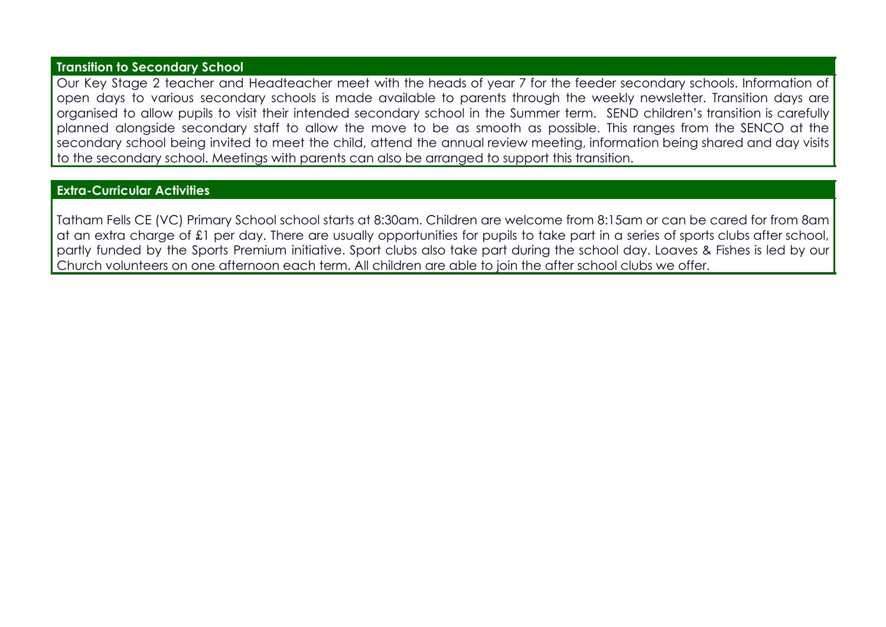## Transition to Secondary School

Our Key Stage 2 teacher and Headteacher meet with the heads of year 7 for the feeder secondary schools. Information of open days to various secondary schools is made available to parents through the weekly newsletter. Transition days are organised to allow pupils to visit their intended secondary school in the Summer term. SEND children's transition is carefully planned alongside secondary staff to allow the move to be as smooth as possible. This ranges from the SENCO at the secondary school being invited to meet the child, attend the annual review meeting, information being shared and day visits to the secondary school. Meetings with parents can also be arranged to support this transition.

## Extra-Curricular Activities

Tatham Fells CE (VC) Primary School school starts at 8:30am. Children are welcome from 8:15am or can be cared for from 8am at an extra charge of £1 per day. There are usually opportunities for pupils to take part in a series of sports clubs after school, partly funded by the Sports Premium initiative. Sport clubs also take part during the school day. Loaves & Fishes is led by our Church volunteers on one afternoon each term. All children are able to join the after school clubs we offer.